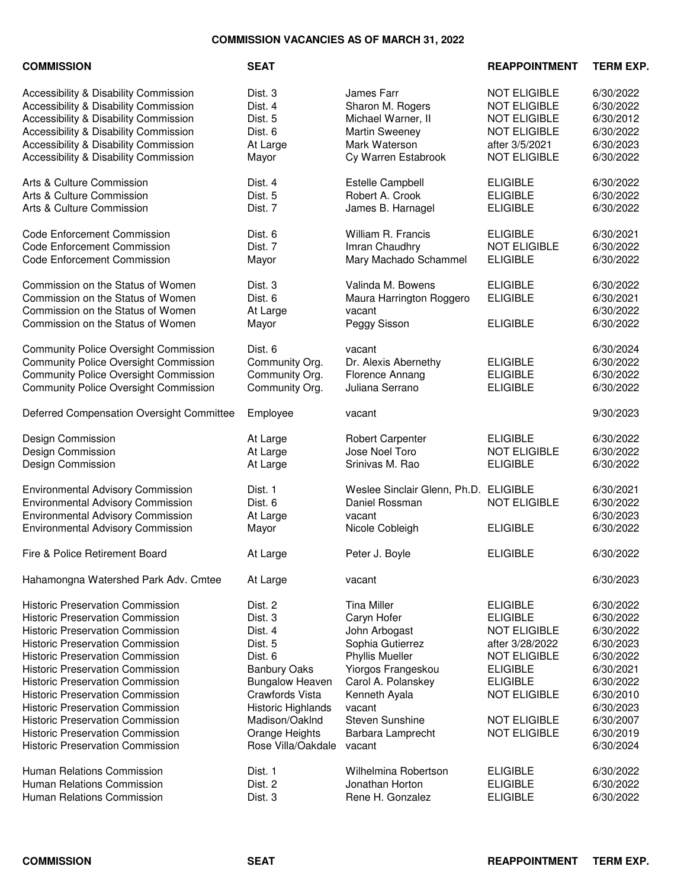# COMMISSION VACANCIES AS OF MARCH 31, 2022

| COMMISSION | SEAT | | REAPPOINTMENT | TERM EXP. |
|---|---|---|---|---|
| Accessibility & Disability Commission | Dist. 3 | James Farr | NOT ELIGIBLE | 6/30/2022 |
| Accessibility & Disability Commission | Dist. 4 | Sharon M. Rogers | NOT ELIGIBLE | 6/30/2022 |
| Accessibility & Disability Commission | Dist. 5 | Michael Warner, II | NOT ELIGIBLE | 6/30/2012 |
| Accessibility & Disability Commission | Dist. 6 | Martin Sweeney | NOT ELIGIBLE | 6/30/2022 |
| Accessibility & Disability Commission | At Large | Mark Waterson | after 3/5/2021 | 6/30/2023 |
| Accessibility & Disability Commission | Mayor | Cy Warren Estabrook | NOT ELIGIBLE | 6/30/2022 |
| Arts & Culture Commission | Dist. 4 | Estelle Campbell | ELIGIBLE | 6/30/2022 |
| Arts & Culture Commission | Dist. 5 | Robert A. Crook | ELIGIBLE | 6/30/2022 |
| Arts & Culture Commission | Dist. 7 | James B. Harnagel | ELIGIBLE | 6/30/2022 |
| Code Enforcement Commission | Dist. 6 | William R. Francis | ELIGIBLE | 6/30/2021 |
| Code Enforcement Commission | Dist. 7 | Imran Chaudhry | NOT ELIGIBLE | 6/30/2022 |
| Code Enforcement Commission | Mayor | Mary Machado Schammel | ELIGIBLE | 6/30/2022 |
| Commission on the Status of Women | Dist. 3 | Valinda M. Bowens | ELIGIBLE | 6/30/2022 |
| Commission on the Status of Women | Dist. 6 | Maura Harrington Roggero | ELIGIBLE | 6/30/2021 |
| Commission on the Status of Women | At Large | vacant | | 6/30/2022 |
| Commission on the Status of Women | Mayor | Peggy Sisson | ELIGIBLE | 6/30/2022 |
| Community Police Oversight Commission | Dist. 6 | vacant | | 6/30/2024 |
| Community Police Oversight Commission | Community Org. | Dr. Alexis Abernethy | ELIGIBLE | 6/30/2022 |
| Community Police Oversight Commission | Community Org. | Florence Annang | ELIGIBLE | 6/30/2022 |
| Community Police Oversight Commission | Community Org. | Juliana Serrano | ELIGIBLE | 6/30/2022 |
| Deferred Compensation Oversight Committee | Employee | vacant | | 9/30/2023 |
| Design Commission | At Large | Robert Carpenter | ELIGIBLE | 6/30/2022 |
| Design Commission | At Large | Jose Noel Toro | NOT ELIGIBLE | 6/30/2022 |
| Design Commission | At Large | Srinivas M. Rao | ELIGIBLE | 6/30/2022 |
| Environmental Advisory Commission | Dist. 1 | Weslee Sinclair Glenn, Ph.D. | ELIGIBLE | 6/30/2021 |
| Environmental Advisory Commission | Dist. 6 | Daniel Rossman | NOT ELIGIBLE | 6/30/2022 |
| Environmental Advisory Commission | At Large | vacant | | 6/30/2023 |
| Environmental Advisory Commission | Mayor | Nicole Cobleigh | ELIGIBLE | 6/30/2022 |
| Fire & Police Retirement Board | At Large | Peter J. Boyle | ELIGIBLE | 6/30/2022 |
| Hahamongna Watershed Park Adv. Cmtee | At Large | vacant | | 6/30/2023 |
| Historic Preservation Commission | Dist. 2 | Tina Miller | ELIGIBLE | 6/30/2022 |
| Historic Preservation Commission | Dist. 3 | Caryn Hofer | ELIGIBLE | 6/30/2022 |
| Historic Preservation Commission | Dist. 4 | John Arbogast | NOT ELIGIBLE | 6/30/2022 |
| Historic Preservation Commission | Dist. 5 | Sophia Gutierrez | after 3/28/2022 | 6/30/2023 |
| Historic Preservation Commission | Dist. 6 | Phyllis Mueller | NOT ELIGIBLE | 6/30/2022 |
| Historic Preservation Commission | Banbury Oaks | Yiorgos Frangeskou | ELIGIBLE | 6/30/2021 |
| Historic Preservation Commission | Bungalow Heaven | Carol A. Polanskey | ELIGIBLE | 6/30/2022 |
| Historic Preservation Commission | Crawfords Vista | Kenneth Ayala | NOT ELIGIBLE | 6/30/2010 |
| Historic Preservation Commission | Historic Highlands | vacant | | 6/30/2023 |
| Historic Preservation Commission | Madison/Oaklnd | Steven Sunshine | NOT ELIGIBLE | 6/30/2007 |
| Historic Preservation Commission | Orange Heights | Barbara Lamprecht | NOT ELIGIBLE | 6/30/2019 |
| Historic Preservation Commission | Rose Villa/Oakdale | vacant | | 6/30/2024 |
| Human Relations Commission | Dist. 1 | Wilhelmina Robertson | ELIGIBLE | 6/30/2022 |
| Human Relations Commission | Dist. 2 | Jonathan Horton | ELIGIBLE | 6/30/2022 |
| Human Relations Commission | Dist. 3 | Rene H. Gonzalez | ELIGIBLE | 6/30/2022 |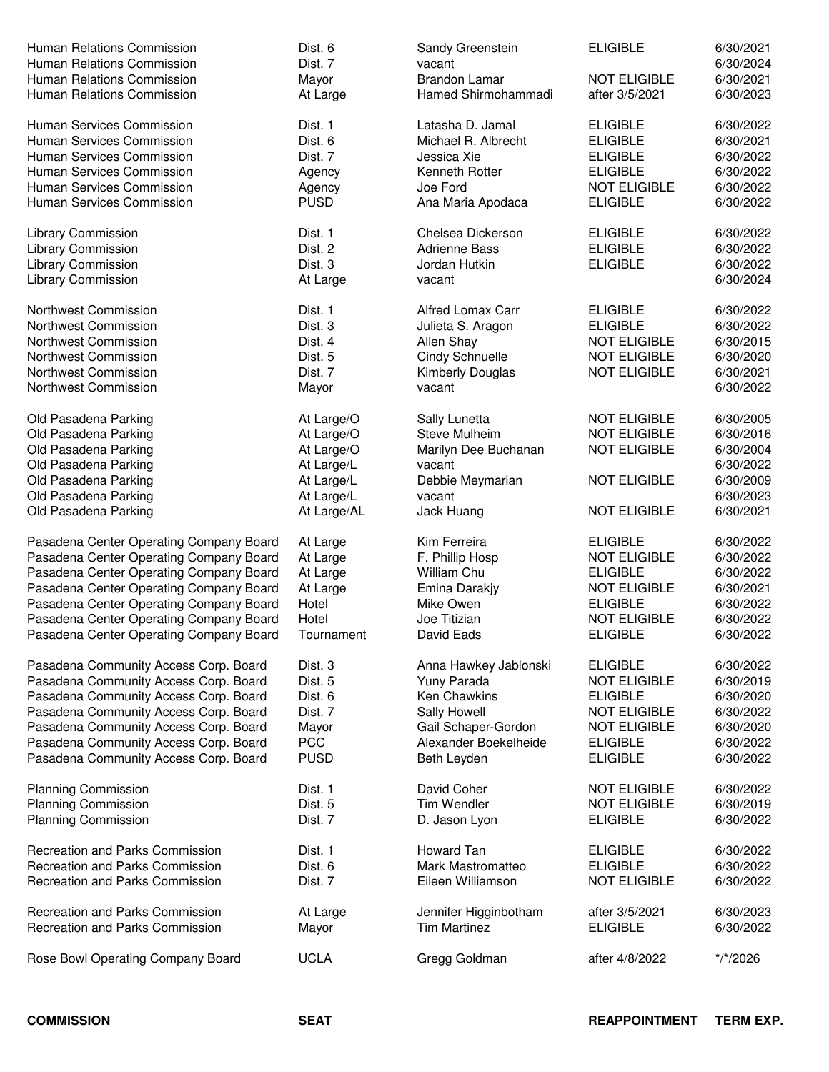| COMMISSION | SEAT | | REAPPOINTMENT | TERM EXP. |
|---|---|---|---|---|
| Human Relations Commission | Dist. 6 | Sandy Greenstein | ELIGIBLE | 6/30/2021 |
| Human Relations Commission | Dist. 7 | vacant | | 6/30/2024 |
| Human Relations Commission | Mayor | Brandon Lamar | NOT ELIGIBLE | 6/30/2021 |
| Human Relations Commission | At Large | Hamed Shirmohammadi | after 3/5/2021 | 6/30/2023 |
| Human Services Commission | Dist. 1 | Latasha D. Jamal | ELIGIBLE | 6/30/2022 |
| Human Services Commission | Dist. 6 | Michael R. Albrecht | ELIGIBLE | 6/30/2021 |
| Human Services Commission | Dist. 7 | Jessica Xie | ELIGIBLE | 6/30/2022 |
| Human Services Commission | Agency | Kenneth Rotter | ELIGIBLE | 6/30/2022 |
| Human Services Commission | Agency | Joe Ford | NOT ELIGIBLE | 6/30/2022 |
| Human Services Commission | PUSD | Ana Maria Apodaca | ELIGIBLE | 6/30/2022 |
| Library Commission | Dist. 1 | Chelsea Dickerson | ELIGIBLE | 6/30/2022 |
| Library Commission | Dist. 2 | Adrienne Bass | ELIGIBLE | 6/30/2022 |
| Library Commission | Dist. 3 | Jordan Hutkin | ELIGIBLE | 6/30/2022 |
| Library Commission | At Large | vacant | | 6/30/2024 |
| Northwest Commission | Dist. 1 | Alfred Lomax Carr | ELIGIBLE | 6/30/2022 |
| Northwest Commission | Dist. 3 | Julieta S. Aragon | ELIGIBLE | 6/30/2022 |
| Northwest Commission | Dist. 4 | Allen Shay | NOT ELIGIBLE | 6/30/2015 |
| Northwest Commission | Dist. 5 | Cindy Schnuelle | NOT ELIGIBLE | 6/30/2020 |
| Northwest Commission | Dist. 7 | Kimberly Douglas | NOT ELIGIBLE | 6/30/2021 |
| Northwest Commission | Mayor | vacant | | 6/30/2022 |
| Old Pasadena Parking | At Large/O | Sally Lunetta | NOT ELIGIBLE | 6/30/2005 |
| Old Pasadena Parking | At Large/O | Steve Mulheim | NOT ELIGIBLE | 6/30/2016 |
| Old Pasadena Parking | At Large/O | Marilyn Dee Buchanan | NOT ELIGIBLE | 6/30/2004 |
| Old Pasadena Parking | At Large/L | vacant | | 6/30/2022 |
| Old Pasadena Parking | At Large/L | Debbie Meymarian | NOT ELIGIBLE | 6/30/2009 |
| Old Pasadena Parking | At Large/L | vacant | | 6/30/2023 |
| Old Pasadena Parking | At Large/AL | Jack Huang | NOT ELIGIBLE | 6/30/2021 |
| Pasadena Center Operating Company Board | At Large | Kim Ferreira | ELIGIBLE | 6/30/2022 |
| Pasadena Center Operating Company Board | At Large | F. Phillip Hosp | NOT ELIGIBLE | 6/30/2022 |
| Pasadena Center Operating Company Board | At Large | William Chu | ELIGIBLE | 6/30/2022 |
| Pasadena Center Operating Company Board | At Large | Emina Darakjy | NOT ELIGIBLE | 6/30/2021 |
| Pasadena Center Operating Company Board | Hotel | Mike Owen | ELIGIBLE | 6/30/2022 |
| Pasadena Center Operating Company Board | Hotel | Joe Titizian | NOT ELIGIBLE | 6/30/2022 |
| Pasadena Center Operating Company Board | Tournament | David Eads | ELIGIBLE | 6/30/2022 |
| Pasadena Community Access Corp. Board | Dist. 3 | Anna Hawkey Jablonski | ELIGIBLE | 6/30/2022 |
| Pasadena Community Access Corp. Board | Dist. 5 | Yuny Parada | NOT ELIGIBLE | 6/30/2019 |
| Pasadena Community Access Corp. Board | Dist. 6 | Ken Chawkins | ELIGIBLE | 6/30/2020 |
| Pasadena Community Access Corp. Board | Dist. 7 | Sally Howell | NOT ELIGIBLE | 6/30/2022 |
| Pasadena Community Access Corp. Board | Mayor | Gail Schaper-Gordon | NOT ELIGIBLE | 6/30/2020 |
| Pasadena Community Access Corp. Board | PCC | Alexander Boekelheide | ELIGIBLE | 6/30/2022 |
| Pasadena Community Access Corp. Board | PUSD | Beth Leyden | ELIGIBLE | 6/30/2022 |
| Planning Commission | Dist. 1 | David Coher | NOT ELIGIBLE | 6/30/2022 |
| Planning Commission | Dist. 5 | Tim Wendler | NOT ELIGIBLE | 6/30/2019 |
| Planning Commission | Dist. 7 | D. Jason Lyon | ELIGIBLE | 6/30/2022 |
| Recreation and Parks Commission | Dist. 1 | Howard Tan | ELIGIBLE | 6/30/2022 |
| Recreation and Parks Commission | Dist. 6 | Mark Mastromatteo | ELIGIBLE | 6/30/2022 |
| Recreation and Parks Commission | Dist. 7 | Eileen Williamson | NOT ELIGIBLE | 6/30/2022 |
| Recreation and Parks Commission | At Large | Jennifer Higginbotham | after 3/5/2021 | 6/30/2023 |
| Recreation and Parks Commission | Mayor | Tim Martinez | ELIGIBLE | 6/30/2022 |
| Rose Bowl Operating Company Board | UCLA | Gregg Goldman | after 4/8/2022 | */*/2026 |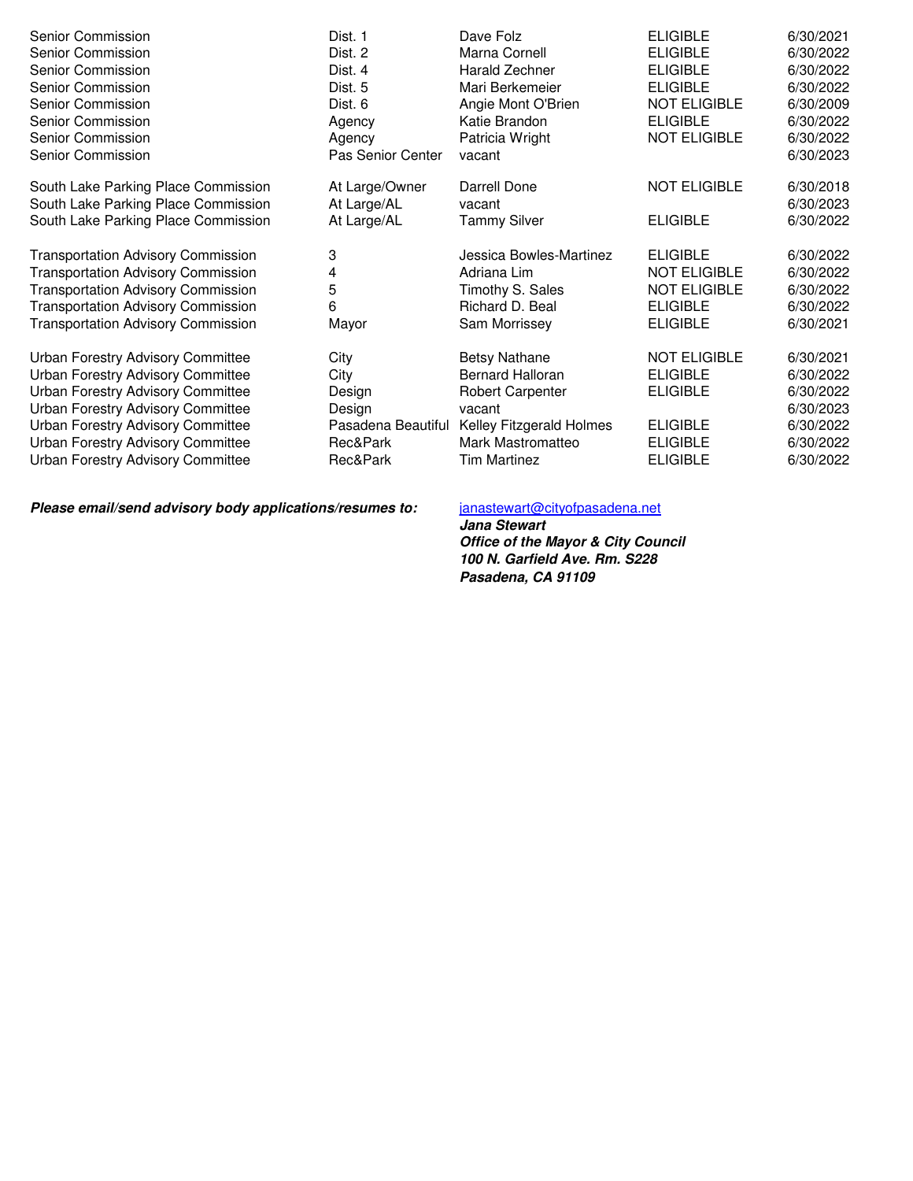| | | | | |
|---|---|---|---|---|
| Senior Commission | Dist. 1 | Dave Folz | ELIGIBLE | 6/30/2021 |
| Senior Commission | Dist. 2 | Marna Cornell | ELIGIBLE | 6/30/2022 |
| Senior Commission | Dist. 4 | Harald Zechner | ELIGIBLE | 6/30/2022 |
| Senior Commission | Dist. 5 | Mari Berkemeier | ELIGIBLE | 6/30/2022 |
| Senior Commission | Dist. 6 | Angie Mont O'Brien | NOT ELIGIBLE | 6/30/2009 |
| Senior Commission | Agency | Katie Brandon | ELIGIBLE | 6/30/2022 |
| Senior Commission | Agency | Patricia Wright | NOT ELIGIBLE | 6/30/2022 |
| Senior Commission | Pas Senior Center | vacant | | 6/30/2023 |
| | | | | |
| South Lake Parking Place Commission | At Large/Owner | Darrell Done | NOT ELIGIBLE | 6/30/2018 |
| South Lake Parking Place Commission | At Large/AL | vacant | | 6/30/2023 |
| South Lake Parking Place Commission | At Large/AL | Tammy Silver | ELIGIBLE | 6/30/2022 |
| | | | | |
| Transportation Advisory Commission | 3 | Jessica Bowles-Martinez | ELIGIBLE | 6/30/2022 |
| Transportation Advisory Commission | 4 | Adriana Lim | NOT ELIGIBLE | 6/30/2022 |
| Transportation Advisory Commission | 5 | Timothy S. Sales | NOT ELIGIBLE | 6/30/2022 |
| Transportation Advisory Commission | 6 | Richard D. Beal | ELIGIBLE | 6/30/2022 |
| Transportation Advisory Commission | Mayor | Sam Morrissey | ELIGIBLE | 6/30/2021 |
| | | | | |
| Urban Forestry Advisory Committee | City | Betsy Nathane | NOT ELIGIBLE | 6/30/2021 |
| Urban Forestry Advisory Committee | City | Bernard Halloran | ELIGIBLE | 6/30/2022 |
| Urban Forestry Advisory Committee | Design | Robert Carpenter | ELIGIBLE | 6/30/2022 |
| Urban Forestry Advisory Committee | Design | vacant | | 6/30/2023 |
| Urban Forestry Advisory Committee | Pasadena Beautiful | Kelley Fitzgerald Holmes | ELIGIBLE | 6/30/2022 |
| Urban Forestry Advisory Committee | Rec&Park | Mark Mastromatteo | ELIGIBLE | 6/30/2022 |
| Urban Forestry Advisory Committee | Rec&Park | Tim Martinez | ELIGIBLE | 6/30/2022 |

***Please email/send advisory body applications/resumes to:*** janastewart@cityofpasadena.net

***Jana Stewart***
***Office of the Mayor & City Council***
***100 N. Garfield Ave. Rm. S228***
***Pasadena, CA 91109***